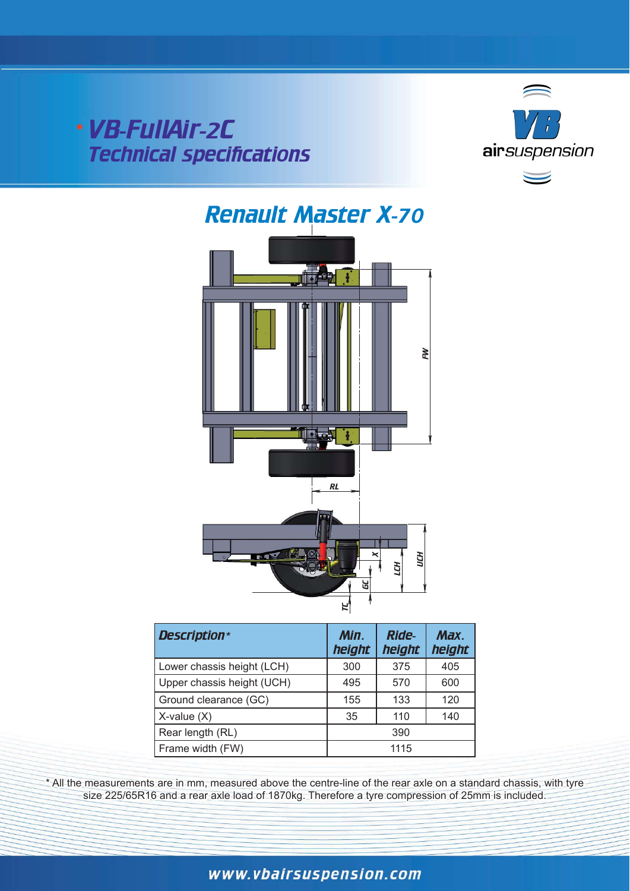# VB-FullAir-2C
## Technical specifications

airsuspension

## Renault Master X-70

FW

RL

X

LCH

UCH

GC

TC

| *Description** | *Min. height* | *Ride-height* | *Max. height* |
|---|---|---|---|
| Lower chassis height (LCH) | 300 | 375 | 405 |
| Upper chassis height (UCH) | 495 | 570 | 600 |
| Ground clearance (GC) | 155 | 133 | 120 |
| X-value (X) | 35 | 110 | 140 |
| Rear length (RL) | 390 | | |
| Frame width (FW) | 1115 | | |

* All the measurements are in mm, measured above the centre-line of the rear axle on a standard chassis, with tyre size 225/65R16 and a rear axle load of 1870kg. Therefore a tyre compression of 25mm is included.

www.vbairsuspension.com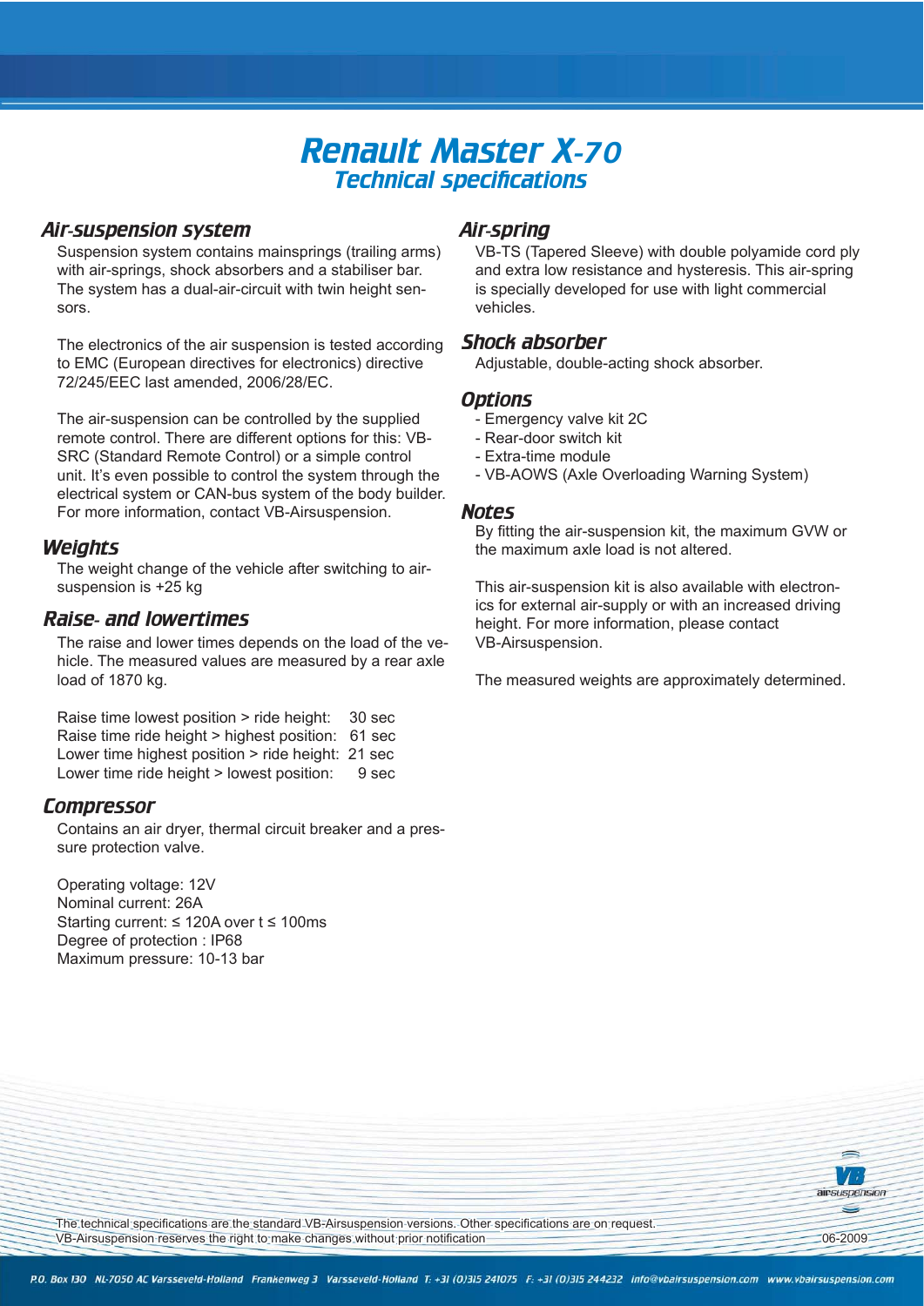# Renault Master X-70

## Technical specifications

### Air-suspension system

Suspension system contains mainsprings (trailing arms) with air-springs, shock absorbers and a stabiliser bar. The system has a dual-air-circuit with twin height sensors.

The electronics of the air suspension is tested according to EMC (European directives for electronics) directive 72/245/EEC last amended, 2006/28/EC.

The air-suspension can be controlled by the supplied remote control. There are different options for this: VB-SRC (Standard Remote Control) or a simple control unit. It's even possible to control the system through the electrical system or CAN-bus system of the body builder. For more information, contact VB-Airsuspension.

### Weights

The weight change of the vehicle after switching to air-suspension is +25 kg

### Raise- and lowertimes

The raise and lower times depends on the load of the vehicle. The measured values are measured by a rear axle load of 1870 kg.

| | |
|---|---|
| Raise time lowest position > ride height: | 30 sec |
| Raise time ride height > highest position: | 61 sec |
| Lower time highest position > ride height: | 21 sec |
| Lower time ride height > lowest position: | 9 sec |

### Compressor

Contains an air dryer, thermal circuit breaker and a pressure protection valve.

Operating voltage: 12V
Nominal current: 26A
Starting current: ≤ 120A over t ≤ 100ms
Degree of protection : IP68
Maximum pressure: 10-13 bar

### Air-spring

VB-TS (Tapered Sleeve) with double polyamide cord ply and extra low resistance and hysteresis. This air-spring is specially developed for use with light commercial vehicles.

### Shock absorber

Adjustable, double-acting shock absorber.

### Options

- Emergency valve kit 2C
- Rear-door switch kit
- Extra-time module
- VB-AOWS (Axle Overloading Warning System)

### Notes

By fitting the air-suspension kit, the maximum GVW or the maximum axle load is not altered.

This air-suspension kit is also available with electronics for external air-supply or with an increased driving height. For more information, please contact VB-Airsuspension.

The measured weights are approximately determined.

The technical specifications are the standard VB-Airsuspension versions. Other specifications are on request.
VB-Airsuspension reserves the right to make changes without prior notification

06-2009

P.O. Box 130 NL-7050 AC Varsseveld-Holland Frankenweg 3 Varsseveld-Holland T: +31 (0)315 241075 F: +31 (0)315 244232 info@vbairsuspension.com www.vbairsuspension.com